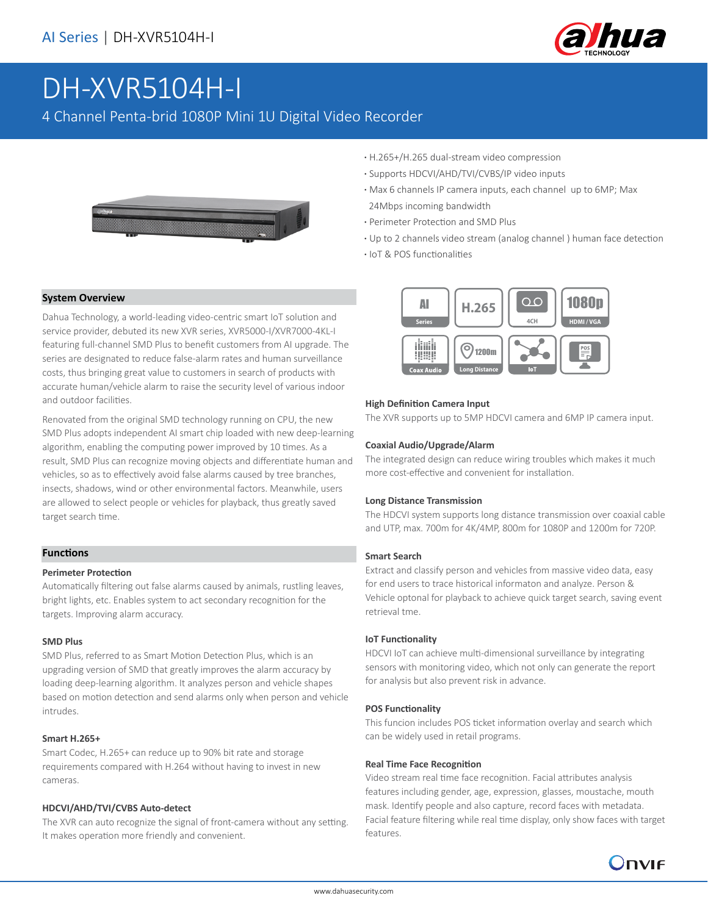AI Series | DH-XVR5104H-I

# DH-XVR5104H-I

4 Channel Penta-brid 1080P Mini 1U Digital Video Recorder

- H.265+/H.265 dual-stream video compression
- Supports HDCVI/AHD/TVI/CVBS/IP video inputs
- Max 6 channels IP camera inputs, each channel up to 6MP; Max 24Mbps incoming bandwidth
- Perimeter Protection and SMD Plus
- Up to 2 channels video stream (analog channel ) human face detection
- IoT & POS functionalities

## System Overview

Dahua Technology, a world-leading video-centric smart IoT solution and service provider, debuted its new XVR series, XVR5000-I/XVR7000-4KL-I featuring full-channel SMD Plus to benefit customers from AI upgrade. The series are designated to reduce false-alarm rates and human surveillance costs, thus bringing great value to customers in search of products with accurate human/vehicle alarm to raise the security level of various indoor and outdoor facilities.

Renovated from the original SMD technology running on CPU, the new SMD Plus adopts independent AI smart chip loaded with new deep-learning algorithm, enabling the computing power improved by 10 times. As a result, SMD Plus can recognize moving objects and differentiate human and vehicles, so as to effectively avoid false alarms caused by tree branches, insects, shadows, wind or other environmental factors. Meanwhile, users are allowed to select people or vehicles for playback, thus greatly saved target search time.

## Functions

### Perimeter Protection

Automatically filtering out false alarms caused by animals, rustling leaves, bright lights, etc. Enables system to act secondary recognition for the targets. Improving alarm accuracy.

### SMD Plus

SMD Plus, referred to as Smart Motion Detection Plus, which is an upgrading version of SMD that greatly improves the alarm accuracy by loading deep-learning algorithm. It analyzes person and vehicle shapes based on motion detection and send alarms only when person and vehicle intrudes.

### Smart H.265+

Smart Codec, H.265+ can reduce up to 90% bit rate and storage requirements compared with H.264 without having to invest in new cameras.

### HDCVI/AHD/TVI/CVBS Auto-detect

The XVR can auto recognize the signal of front-camera without any setting. It makes operation more friendly and convenient.

### High Definition Camera Input

The XVR supports up to 5MP HDCVI camera and 6MP IP camera input.

### Coaxial Audio/Upgrade/Alarm

The integrated design can reduce wiring troubles which makes it much more cost-effective and convenient for installation.

### Long Distance Transmission

The HDCVI system supports long distance transmission over coaxial cable and UTP, max. 700m for 4K/4MP, 800m for 1080P and 1200m for 720P.

### Smart Search

Extract and classify person and vehicles from massive video data, easy for end users to trace historical informaton and analyze. Person & Vehicle optonal for playback to achieve quick target search, saving event retrieval tme.

### IoT Functionality

HDCVI IoT can achieve multi-dimensional surveillance by integrating sensors with monitoring video, which not only can generate the report for analysis but also prevent risk in advance.

### POS Functionality

This funcion includes POS ticket information overlay and search which can be widely used in retail programs.

### Real Time Face Recognition

Video stream real time face recognition. Facial attributes analysis features including gender, age, expression, glasses, moustache, mouth mask. Identify people and also capture, record faces with metadata. Facial feature filtering while real time display, only show faces with target features.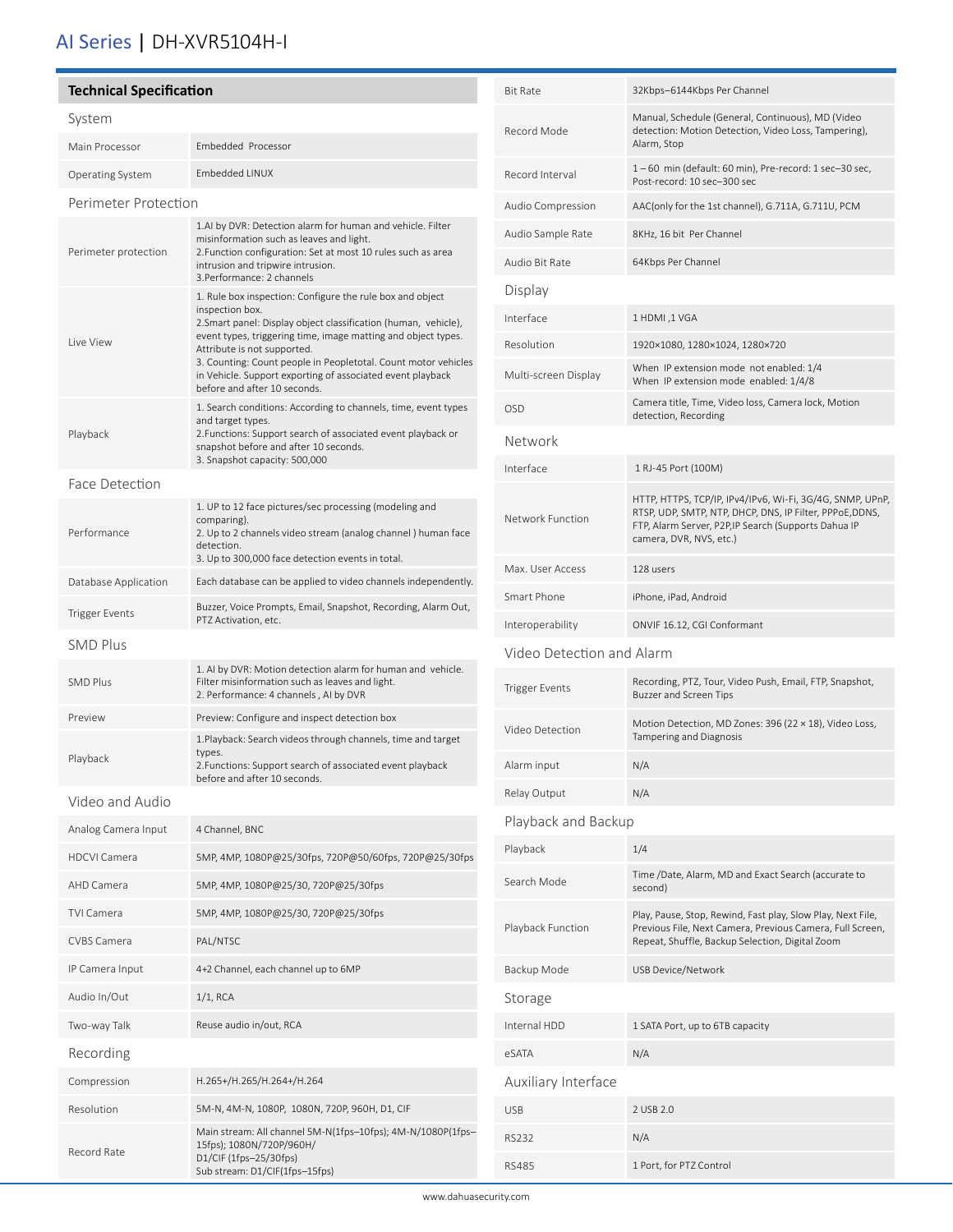# AI Series | DH-XVR5104H-I

## Technical Specification

### System

| | |
|---|---|
| Main Processor | Embedded Processor |
| Operating System | Embedded LINUX |

### Perimeter Protection

| | |
|---|---|
| Perimeter protection | 1.AI by DVR: Detection alarm for human and vehicle. Filter misinformation such as leaves and light.<br>2.Function configuration: Set at most 10 rules such as area intrusion and tripwire intrusion.<br>3.Performance: 2 channels |
| Live View | 1. Rule box inspection: Configure the rule box and object inspection box.<br>2.Smart panel: Display object classification (human, vehicle), event types, triggering time, image matting and object types. Attribute is not supported.<br>3. Counting: Count people in Peopletotal. Count motor vehicles in Vehicle. Support exporting of associated event playback before and after 10 seconds. |
| Playback | 1. Search conditions: According to channels, time, event types and target types.<br>2.Functions: Support search of associated event playback or snapshot before and after 10 seconds.<br>3. Snapshot capacity: 500,000 |

### Face Detection

| | |
|---|---|
| Performance | 1. UP to 12 face pictures/sec processing (modeling and comparing).<br>2. Up to 2 channels video stream (analog channel ) human face detection.<br>3. Up to 300,000 face detection events in total. |
| Database Application | Each database can be applied to video channels independently. |
| Trigger Events | Buzzer, Voice Prompts, Email, Snapshot, Recording, Alarm Out, PTZ Activation, etc. |

### SMD Plus

| | |
|---|---|
| SMD Plus | 1. AI by DVR: Motion detection alarm for human and vehicle. Filter misinformation such as leaves and light.<br>2. Performance: 4 channels , AI by DVR |
| Preview | Preview: Configure and inspect detection box |
| Playback | 1.Playback: Search videos through channels, time and target types.<br>2.Functions: Support search of associated event playback before and after 10 seconds. |

### Video and Audio

| | |
|---|---|
| Analog Camera Input | 4 Channel, BNC |
| HDCVI Camera | 5MP, 4MP, 1080P@25/30fps, 720P@50/60fps, 720P@25/30fps |
| AHD Camera | 5MP, 4MP, 1080P@25/30, 720P@25/30fps |
| TVI Camera | 5MP, 4MP, 1080P@25/30, 720P@25/30fps |
| CVBS Camera | PAL/NTSC |
| IP Camera Input | 4+2 Channel, each channel up to 6MP |
| Audio In/Out | 1/1, RCA |
| Two-way Talk | Reuse audio in/out, RCA |

### Recording

| | |
|---|---|
| Compression | H.265+/H.265/H.264+/H.264 |
| Resolution | 5M-N, 4M-N, 1080P, 1080N, 720P, 960H, D1, CIF |
| Record Rate | Main stream: All channel 5M-N(1fps–10fps); 4M-N/1080P(1fps–15fps); 1080N/720P/960H/<br>D1/CIF (1fps–25/30fps)<br>Sub stream: D1/CIF(1fps–15fps) |
| Bit Rate | 32Kbps–6144Kbps Per Channel |
| Record Mode | Manual, Schedule (General, Continuous), MD (Video detection: Motion Detection, Video Loss, Tampering), Alarm, Stop |
| Record Interval | 1 – 60 min (default: 60 min), Pre-record: 1 sec–30 sec, Post-record: 10 sec–300 sec |
| Audio Compression | AAC(only for the 1st channel), G.711A, G.711U, PCM |
| Audio Sample Rate | 8KHz, 16 bit Per Channel |
| Audio Bit Rate | 64Kbps Per Channel |

### Display

| | |
|---|---|
| Interface | 1 HDMI ,1 VGA |
| Resolution | 1920×1080, 1280×1024, 1280×720 |
| Multi-screen Display | When IP extension mode not enabled: 1/4<br>When IP extension mode enabled: 1/4/8 |
| OSD | Camera title, Time, Video loss, Camera lock, Motion detection, Recording |

### Network

| | |
|---|---|
| Interface | 1 RJ-45 Port (100M) |
| Network Function | HTTP, HTTPS, TCP/IP, IPv4/IPv6, Wi-Fi, 3G/4G, SNMP, UPnP, RTSP, UDP, SMTP, NTP, DHCP, DNS, IP Filter, PPPoE,DDNS, FTP, Alarm Server, P2P,IP Search (Supports Dahua IP camera, DVR, NVS, etc.) |
| Max. User Access | 128 users |
| Smart Phone | iPhone, iPad, Android |
| Interoperability | ONVIF 16.12, CGI Conformant |

### Video Detection and Alarm

| | |
|---|---|
| Trigger Events | Recording, PTZ, Tour, Video Push, Email, FTP, Snapshot, Buzzer and Screen Tips |
| Video Detection | Motion Detection, MD Zones: 396 (22 × 18), Video Loss, Tampering and Diagnosis |
| Alarm input | N/A |
| Relay Output | N/A |

### Playback and Backup

| | |
|---|---|
| Playback | 1/4 |
| Search Mode | Time /Date, Alarm, MD and Exact Search (accurate to second) |
| Playback Function | Play, Pause, Stop, Rewind, Fast play, Slow Play, Next File, Previous File, Next Camera, Previous Camera, Full Screen, Repeat, Shuffle, Backup Selection, Digital Zoom |
| Backup Mode | USB Device/Network |

### Storage

| | |
|---|---|
| Internal HDD | 1 SATA Port, up to 6TB capacity |
| eSATA | N/A |

### Auxiliary Interface

| | |
|---|---|
| USB | 2 USB 2.0 |
| RS232 | N/A |
| RS485 | 1 Port, for PTZ Control |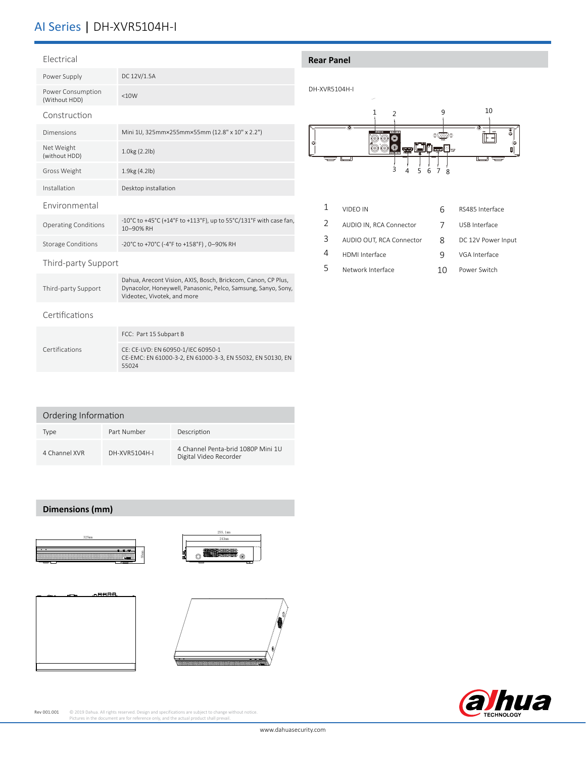## Electrical

| | |
|---|---|
| Power Supply | DC 12V/1.5A |
| Power Consumption (Without HDD) | <10W |

## Construction

| | |
|---|---|
| Dimensions | Mini 1U, 325mm×255mm×55mm (12.8" x 10" x 2.2") |
| Net Weight (without HDD) | 1.0kg (2.2lb) |
| Gross Weight | 1.9kg (4.2lb) |
| Installation | Desktop installation |

## Environmental

| | |
|---|---|
| Operating Conditions | -10°C to +45°C (+14°F to +113°F), up to 55°C/131°F with case fan, 10–90% RH |
| Storage Conditions | -20°C to +70°C (-4°F to +158°F) , 0–90% RH |

## Third-party Support

| | |
|---|---|
| Third-party Support | Dahua, Arecont Vision, AXIS, Bosch, Brickcom, Canon, CP Plus, Dynacolor, Honeywell, Panasonic, Pelco, Samsung, Sanyo, Sony, Videotec, Vivotek, and more |

## Certifications

| | |
|---|---|
| Certifications | FCC: Part 15 Subpart B |
| | CE: CE-LVD: EN 60950-1/IEC 60950-1<br>CE-EMC: EN 61000-3-2, EN 61000-3-3, EN 55032, EN 50130, EN 55024 |

## Ordering Information

| Type | Part Number | Description |
|---|---|---|
| 4 Channel XVR | DH-XVR5104H-I | 4 Channel Penta-brid 1080P Mini 1U Digital Video Recorder |

## Dimensions (mm)

325mm

255.1mm

243mm

## Rear Panel

DH-XVR5104H-I

| | | | |
|---|---|---|---|
| 1 | VIDEO IN | 6 | RS485 Interface |
| 2 | AUDIO IN, RCA Connector | 7 | USB Interface |
| 3 | AUDIO OUT, RCA Connector | 8 | DC 12V Power Input |
| 4 | HDMI Interface | 9 | VGA Interface |
| 5 | Network Interface | 10 | Power Switch |

Rev 001.001 © 2019 Dahua. All rights reserved. Design and specifications are subject to change without notice. Pictures in the document are for reference only, and the actual product shall prevail.

www.dahuasecurity.com